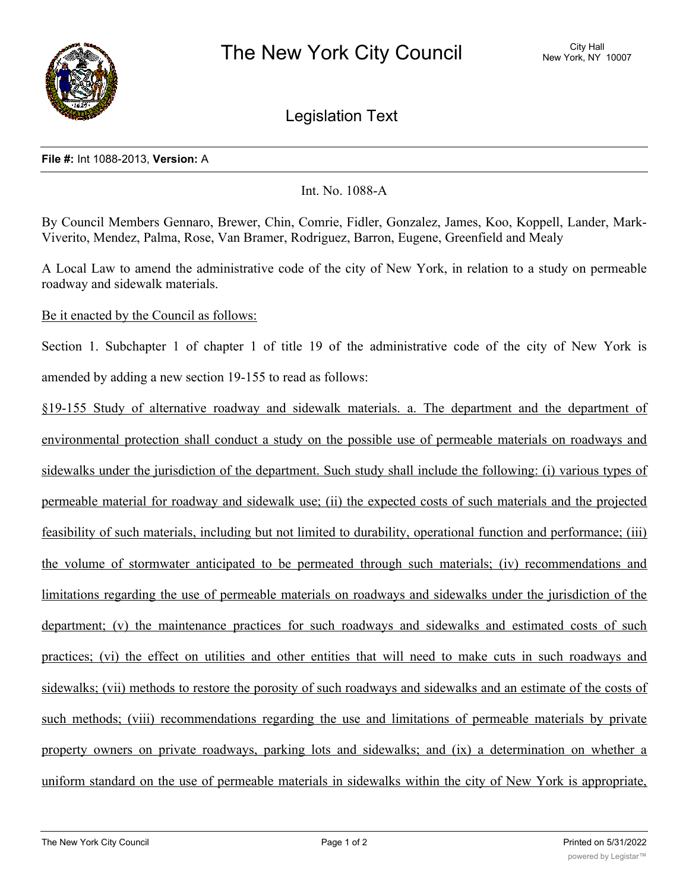# The New York City Council

City Hall
New York, NY 10007

## Legislation Text

**File #:** Int 1088-2013, **Version:** A

Int. No. 1088-A

By Council Members Gennaro, Brewer, Chin, Comrie, Fidler, Gonzalez, James, Koo, Koppell, Lander, Mark-Viverito, Mendez, Palma, Rose, Van Bramer, Rodriguez, Barron, Eugene, Greenfield and Mealy

A Local Law to amend the administrative code of the city of New York, in relation to a study on permeable roadway and sidewalk materials.

Be it enacted by the Council as follows:

Section 1. Subchapter 1 of chapter 1 of title 19 of the administrative code of the city of New York is amended by adding a new section 19-155 to read as follows:

§19-155 Study of alternative roadway and sidewalk materials. a. The department and the department of environmental protection shall conduct a study on the possible use of permeable materials on roadways and sidewalks under the jurisdiction of the department. Such study shall include the following: (i) various types of permeable material for roadway and sidewalk use; (ii) the expected costs of such materials and the projected feasibility of such materials, including but not limited to durability, operational function and performance; (iii) the volume of stormwater anticipated to be permeated through such materials; (iv) recommendations and limitations regarding the use of permeable materials on roadways and sidewalks under the jurisdiction of the department; (v) the maintenance practices for such roadways and sidewalks and estimated costs of such practices; (vi) the effect on utilities and other entities that will need to make cuts in such roadways and sidewalks; (vii) methods to restore the porosity of such roadways and sidewalks and an estimate of the costs of such methods; (viii) recommendations regarding the use and limitations of permeable materials by private property owners on private roadways, parking lots and sidewalks; and (ix) a determination on whether a uniform standard on the use of permeable materials in sidewalks within the city of New York is appropriate,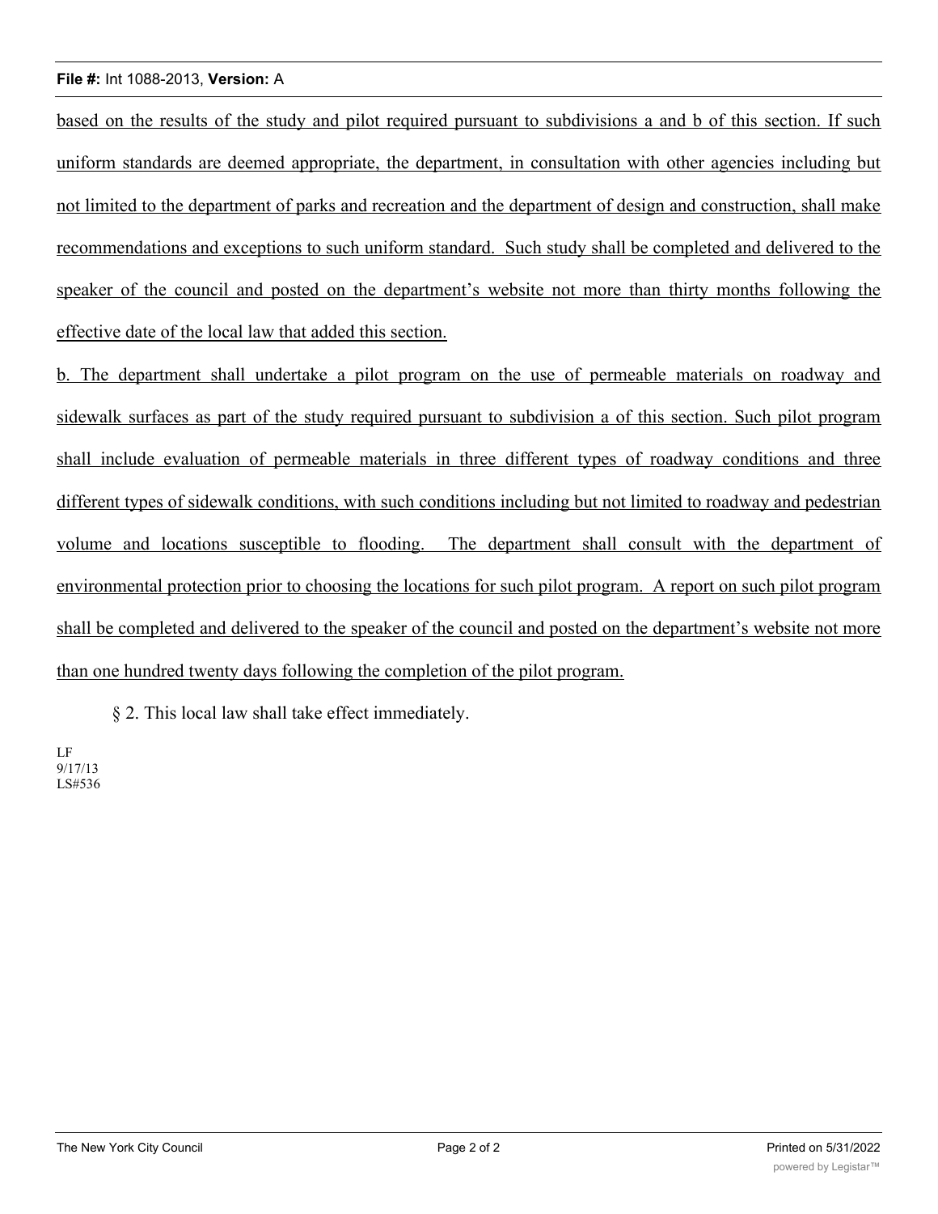based on the results of the study and pilot required pursuant to subdivisions a and b of this section. If such uniform standards are deemed appropriate, the department, in consultation with other agencies including but not limited to the department of parks and recreation and the department of design and construction, shall make recommendations and exceptions to such uniform standard. Such study shall be completed and delivered to the speaker of the council and posted on the department's website not more than thirty months following the effective date of the local law that added this section.

b. The department shall undertake a pilot program on the use of permeable materials on roadway and sidewalk surfaces as part of the study required pursuant to subdivision a of this section. Such pilot program shall include evaluation of permeable materials in three different types of roadway conditions and three different types of sidewalk conditions, with such conditions including but not limited to roadway and pedestrian volume and locations susceptible to flooding. The department shall consult with the department of environmental protection prior to choosing the locations for such pilot program. A report on such pilot program shall be completed and delivered to the speaker of the council and posted on the department's website not more than one hundred twenty days following the completion of the pilot program.

§ 2. This local law shall take effect immediately.

LF
9/17/13
LS#536